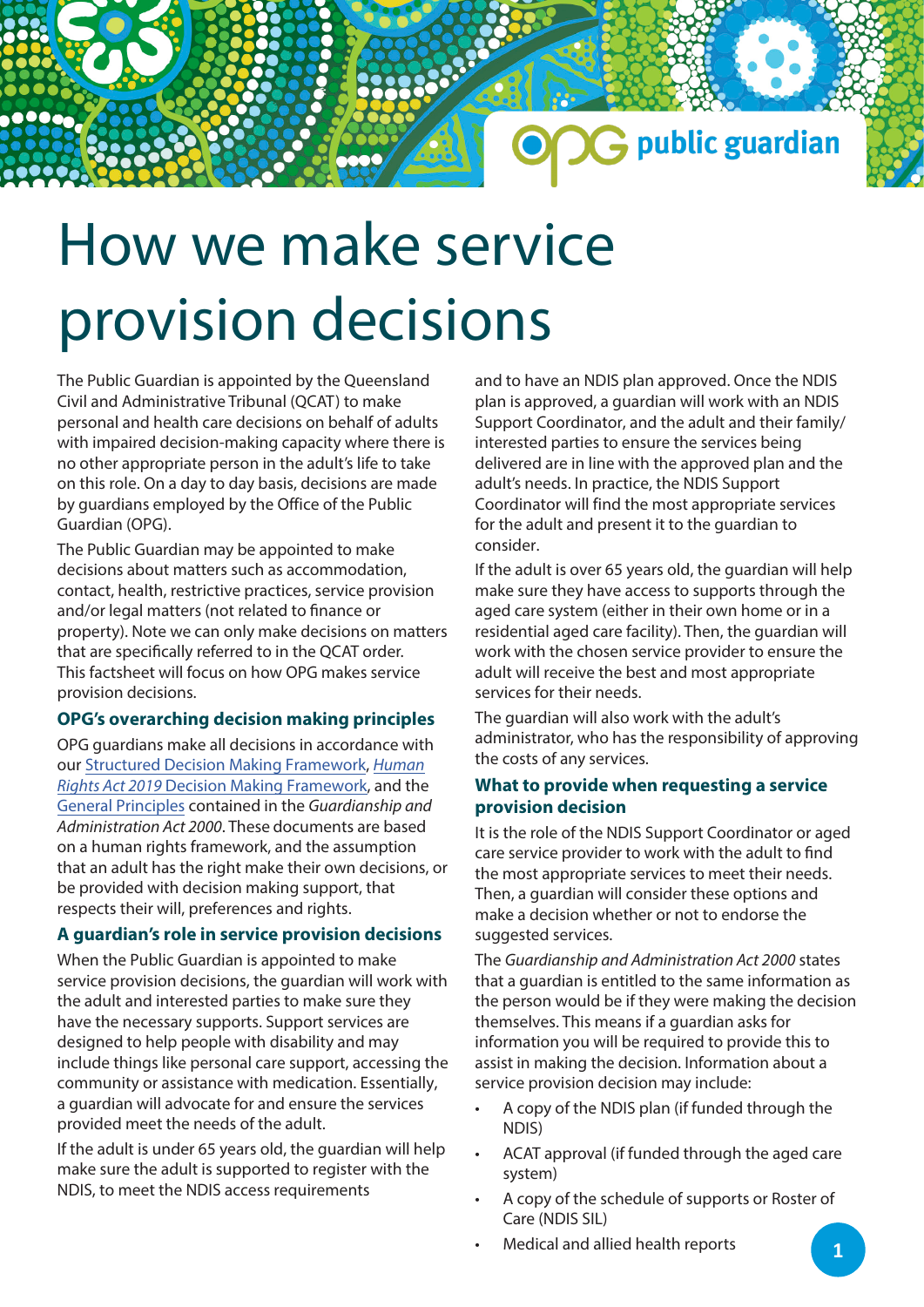# How we make service provision decisions

The Public Guardian is appointed by the Queensland Civil and Administrative Tribunal (QCAT) to make personal and health care decisions on behalf of adults with impaired decision-making capacity where there is no other appropriate person in the adult's life to take on this role. On a day to day basis, decisions are made by guardians employed by the Office of the Public Guardian (OPG).

The Public Guardian may be appointed to make decisions about matters such as accommodation, contact, health, restrictive practices, service provision and/or legal matters (not related to finance or property). Note we can only make decisions on matters that are specifically referred to in the QCAT order. This factsheet will focus on how OPG makes service provision decisions.

### OPG's overarching decision making principles

OPG guardians make all decisions in accordance with our Structured Decision Making Framework, *Human Rights Act 2019* Decision Making Framework, and the General Principles contained in the *Guardianship and Administration Act 2000*. These documents are based on a human rights framework, and the assumption that an adult has the right make their own decisions, or be provided with decision making support, that respects their will, preferences and rights.

### A guardian's role in service provision decisions

When the Public Guardian is appointed to make service provision decisions, the guardian will work with the adult and interested parties to make sure they have the necessary supports. Support services are designed to help people with disability and may include things like personal care support, accessing the community or assistance with medication. Essentially, a guardian will advocate for and ensure the services provided meet the needs of the adult.

If the adult is under 65 years old, the guardian will help make sure the adult is supported to register with the NDIS, to meet the NDIS access requirements and to have an NDIS plan approved. Once the NDIS plan is approved, a guardian will work with an NDIS Support Coordinator, and the adult and their family/interested parties to ensure the services being delivered are in line with the approved plan and the adult's needs. In practice, the NDIS Support Coordinator will find the most appropriate services for the adult and present it to the guardian to consider.

If the adult is over 65 years old, the guardian will help make sure they have access to supports through the aged care system (either in their own home or in a residential aged care facility). Then, the guardian will work with the chosen service provider to ensure the adult will receive the best and most appropriate services for their needs.

The guardian will also work with the adult's administrator, who has the responsibility of approving the costs of any services.

### What to provide when requesting a service provision decision

It is the role of the NDIS Support Coordinator or aged care service provider to work with the adult to find the most appropriate services to meet their needs. Then, a guardian will consider these options and make a decision whether or not to endorse the suggested services.

The *Guardianship and Administration Act 2000* states that a guardian is entitled to the same information as the person would be if they were making the decision themselves. This means if a guardian asks for information you will be required to provide this to assist in making the decision. Information about a service provision decision may include:

- A copy of the NDIS plan (if funded through the NDIS)
- ACAT approval (if funded through the aged care system)
- A copy of the schedule of supports or Roster of Care (NDIS SIL)
- Medical and allied health reports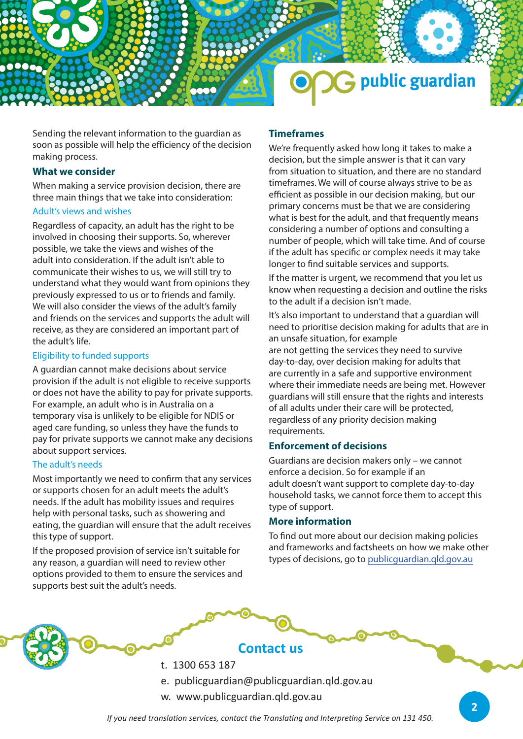Sending the relevant information to the guardian as soon as possible will help the efficiency of the decision making process.

## What we consider

When making a service provision decision, there are three main things that we take into consideration:

### Adult's views and wishes

Regardless of capacity, an adult has the right to be involved in choosing their supports. So, wherever possible, we take the views and wishes of the adult into consideration. If the adult isn't able to communicate their wishes to us, we will still try to understand what they would want from opinions they previously expressed to us or to friends and family. We will also consider the views of the adult's family and friends on the services and supports the adult will receive, as they are considered an important part of the adult's life.

### Eligibility to funded supports

A guardian cannot make decisions about service provision if the adult is not eligible to receive supports or does not have the ability to pay for private supports. For example, an adult who is in Australia on a temporary visa is unlikely to be eligible for NDIS or aged care funding, so unless they have the funds to pay for private supports we cannot make any decisions about support services.

### The adult's needs

Most importantly we need to confirm that any services or supports chosen for an adult meets the adult's needs. If the adult has mobility issues and requires help with personal tasks, such as showering and eating, the guardian will ensure that the adult receives this type of support.

If the proposed provision of service isn't suitable for any reason, a guardian will need to review other options provided to them to ensure the services and supports best suit the adult's needs.

## Timeframes

We're frequently asked how long it takes to make a decision, but the simple answer is that it can vary from situation to situation, and there are no standard timeframes. We will of course always strive to be as efficient as possible in our decision making, but our primary concerns must be that we are considering what is best for the adult, and that frequently means considering a number of options and consulting a number of people, which will take time. And of course if the adult has specific or complex needs it may take longer to find suitable services and supports.

If the matter is urgent, we recommend that you let us know when requesting a decision and outline the risks to the adult if a decision isn't made.

It's also important to understand that a guardian will need to prioritise decision making for adults that are in an unsafe situation, for example are not getting the services they need to survive day-to-day, over decision making for adults that are currently in a safe and supportive environment where their immediate needs are being met. However guardians will still ensure that the rights and interests of all adults under their care will be protected, regardless of any priority decision making requirements.

## Enforcement of decisions

Guardians are decision makers only – we cannot enforce a decision. So for example if an adult doesn't want support to complete day-to-day household tasks, we cannot force them to accept this type of support.

## More information

To find out more about our decision making policies and frameworks and factsheets on how we make other types of decisions, go to publicguardian.qld.gov.au

## Contact us

t. 1300 653 187

e. publicguardian@publicguardian.qld.gov.au

w. www.publicguardian.qld.gov.au

*If you need translation services, contact the Translating and Interpreting Service on 131 450.*